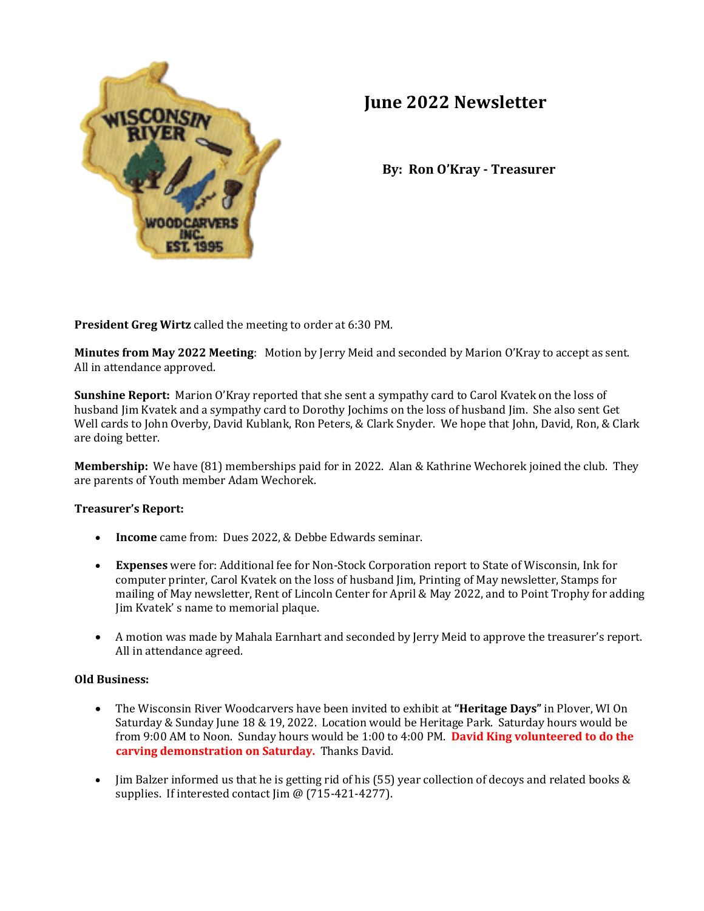# June 2022 Newsletter

**By: Ron O'Kray - Treasurer**

**President Greg Wirtz** called the meeting to order at 6:30 PM.

**Minutes from May 2022 Meeting**: Motion by Jerry Meid and seconded by Marion O'Kray to accept as sent. All in attendance approved.

**Sunshine Report:** Marion O'Kray reported that she sent a sympathy card to Carol Kvatek on the loss of husband Jim Kvatek and a sympathy card to Dorothy Jochims on the loss of husband Jim. She also sent Get Well cards to John Overby, David Kublank, Ron Peters, & Clark Snyder. We hope that John, David, Ron, & Clark are doing better.

**Membership:** We have (81) memberships paid for in 2022. Alan & Kathrine Wechorek joined the club. They are parents of Youth member Adam Wechorek.

**Treasurer's Report:**

- **Income** came from: Dues 2022, & Debbe Edwards seminar.
- **Expenses** were for: Additional fee for Non-Stock Corporation report to State of Wisconsin, Ink for computer printer, Carol Kvatek on the loss of husband Jim, Printing of May newsletter, Stamps for mailing of May newsletter, Rent of Lincoln Center for April & May 2022, and to Point Trophy for adding Jim Kvatek' s name to memorial plaque.
- A motion was made by Mahala Earnhart and seconded by Jerry Meid to approve the treasurer's report. All in attendance agreed.

**Old Business:**

- The Wisconsin River Woodcarvers have been invited to exhibit at **"Heritage Days"** in Plover, WI On Saturday & Sunday June 18 & 19, 2022. Location would be Heritage Park. Saturday hours would be from 9:00 AM to Noon. Sunday hours would be 1:00 to 4:00 PM. **David King volunteered to do the carving demonstration on Saturday.** Thanks David.
- Jim Balzer informed us that he is getting rid of his (55) year collection of decoys and related books & supplies. If interested contact Jim @ (715-421-4277).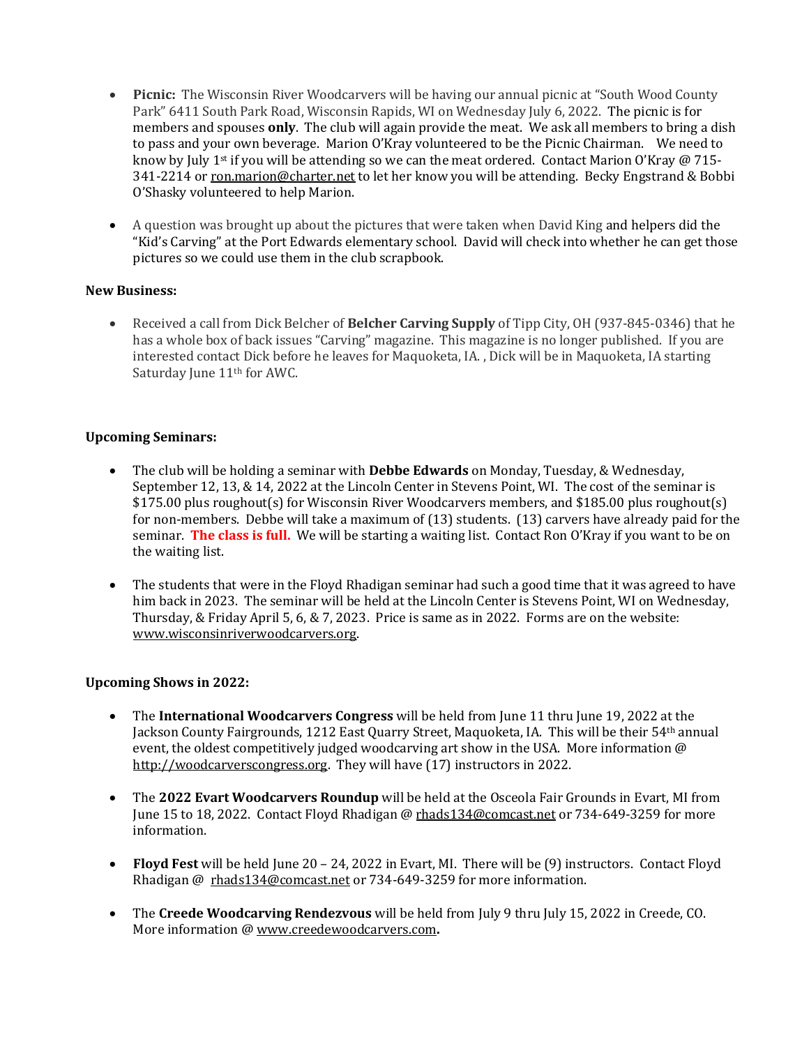- **Picnic:** The Wisconsin River Woodcarvers will be having our annual picnic at "South Wood County Park" 6411 South Park Road, Wisconsin Rapids, WI on Wednesday July 6, 2022. The picnic is for members and spouses **only**. The club will again provide the meat. We ask all members to bring a dish to pass and your own beverage. Marion O'Kray volunteered to be the Picnic Chairman. We need to know by July 1st if you will be attending so we can the meat ordered. Contact Marion O'Kray @ 715-341-2214 or ron.marion@charter.net to let her know you will be attending. Becky Engstrand & Bobbi O'Shasky volunteered to help Marion.

- A question was brought up about the pictures that were taken when David King and helpers did the "Kid's Carving" at the Port Edwards elementary school. David will check into whether he can get those pictures so we could use them in the club scrapbook.

**New Business:**

- Received a call from Dick Belcher of **Belcher Carving Supply** of Tipp City, OH (937-845-0346) that he has a whole box of back issues "Carving" magazine. This magazine is no longer published. If you are interested contact Dick before he leaves for Maquoketa, IA. , Dick will be in Maquoketa, IA starting Saturday June 11th for AWC.

**Upcoming Seminars:**

- The club will be holding a seminar with **Debbe Edwards** on Monday, Tuesday, & Wednesday, September 12, 13, & 14, 2022 at the Lincoln Center in Stevens Point, WI. The cost of the seminar is $175.00 plus roughout(s) for Wisconsin River Woodcarvers members, and $185.00 plus roughout(s) for non-members. Debbe will take a maximum of (13) students. (13) carvers have already paid for the seminar. **The class is full.** We will be starting a waiting list. Contact Ron O'Kray if you want to be on the waiting list.

- The students that were in the Floyd Rhadigan seminar had such a good time that it was agreed to have him back in 2023. The seminar will be held at the Lincoln Center is Stevens Point, WI on Wednesday, Thursday, & Friday April 5, 6, & 7, 2023. Price is same as in 2022. Forms are on the website: www.wisconsinriverwoodcarvers.org.

**Upcoming Shows in 2022:**

- The **International Woodcarvers Congress** will be held from June 11 thru June 19, 2022 at the Jackson County Fairgrounds, 1212 East Quarry Street, Maquoketa, IA. This will be their 54th annual event, the oldest competitively judged woodcarving art show in the USA. More information @ http://woodcarverscongress.org. They will have (17) instructors in 2022.

- The **2022 Evart Woodcarvers Roundup** will be held at the Osceola Fair Grounds in Evart, MI from June 15 to 18, 2022. Contact Floyd Rhadigan @ rhads134@comcast.net or 734-649-3259 for more information.

- **Floyd Fest** will be held June 20 – 24, 2022 in Evart, MI. There will be (9) instructors. Contact Floyd Rhadigan @ rhads134@comcast.net or 734-649-3259 for more information.

- The **Creede Woodcarving Rendezvous** will be held from July 9 thru July 15, 2022 in Creede, CO. More information @ www.creedewoodcarvers.com**.**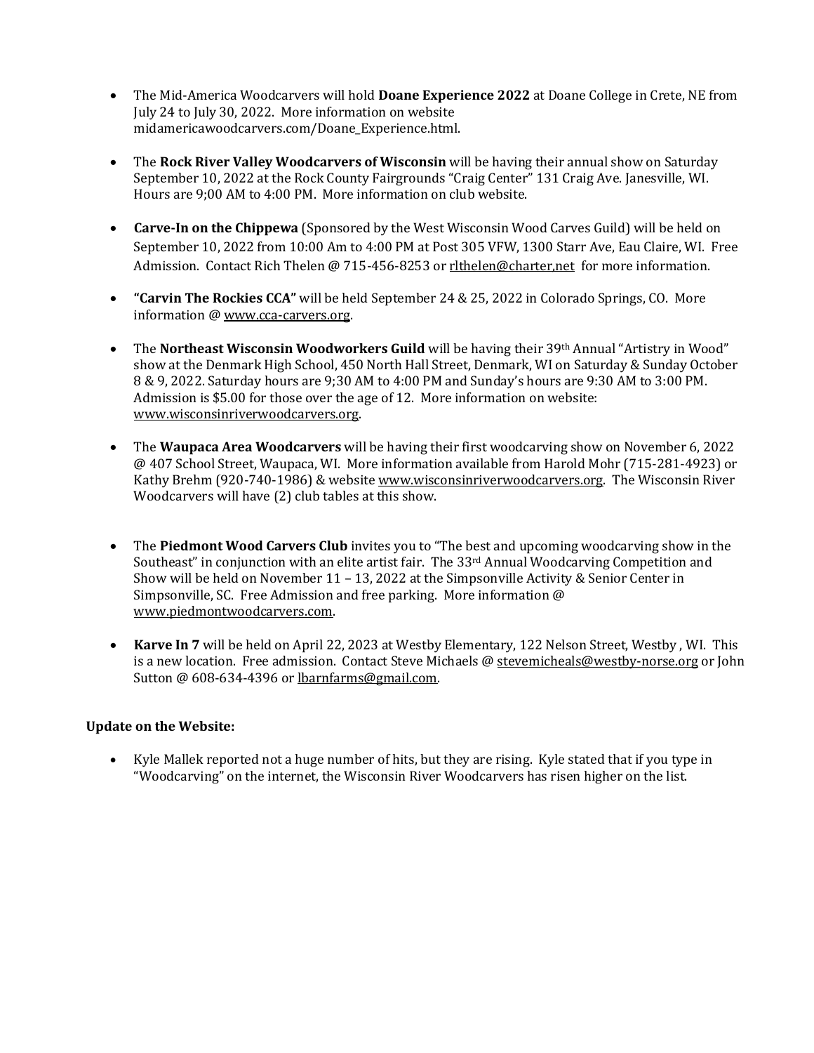- The Mid-America Woodcarvers will hold **Doane Experience 2022** at Doane College in Crete, NE from July 24 to July 30, 2022. More information on website midamericawoodcarvers.com/Doane_Experience.html.

- The **Rock River Valley Woodcarvers of Wisconsin** will be having their annual show on Saturday September 10, 2022 at the Rock County Fairgrounds "Craig Center" 131 Craig Ave. Janesville, WI. Hours are 9;00 AM to 4:00 PM. More information on club website.

- **Carve-In on the Chippewa** (Sponsored by the West Wisconsin Wood Carves Guild) will be held on September 10, 2022 from 10:00 Am to 4:00 PM at Post 305 VFW, 1300 Starr Ave, Eau Claire, WI. Free Admission. Contact Rich Thelen @ 715-456-8253 or rlthelen@charter,net for more information.

- **"Carvin The Rockies CCA"** will be held September 24 & 25, 2022 in Colorado Springs, CO. More information @ www.cca-carvers.org.

- The **Northeast Wisconsin Woodworkers Guild** will be having their 39th Annual "Artistry in Wood" show at the Denmark High School, 450 North Hall Street, Denmark, WI on Saturday & Sunday October 8 & 9, 2022. Saturday hours are 9;30 AM to 4:00 PM and Sunday's hours are 9:30 AM to 3:00 PM. Admission is $5.00 for those over the age of 12. More information on website: www.wisconsinriverwoodcarvers.org.

- The **Waupaca Area Woodcarvers** will be having their first woodcarving show on November 6, 2022 @ 407 School Street, Waupaca, WI. More information available from Harold Mohr (715-281-4923) or Kathy Brehm (920-740-1986) & website www.wisconsinriverwoodcarvers.org. The Wisconsin River Woodcarvers will have (2) club tables at this show.

- The **Piedmont Wood Carvers Club** invites you to "The best and upcoming woodcarving show in the Southeast" in conjunction with an elite artist fair. The 33rd Annual Woodcarving Competition and Show will be held on November 11 – 13, 2022 at the Simpsonville Activity & Senior Center in Simpsonville, SC. Free Admission and free parking. More information @ www.piedmontwoodcarvers.com.

- **Karve In 7** will be held on April 22, 2023 at Westby Elementary, 122 Nelson Street, Westby , WI. This is a new location. Free admission. Contact Steve Michaels @ stevemicheals@westby-norse.org or John Sutton @ 608-634-4396 or lbarnfarms@gmail.com.

**Update on the Website:**

- Kyle Mallek reported not a huge number of hits, but they are rising. Kyle stated that if you type in "Woodcarving" on the internet, the Wisconsin River Woodcarvers has risen higher on the list.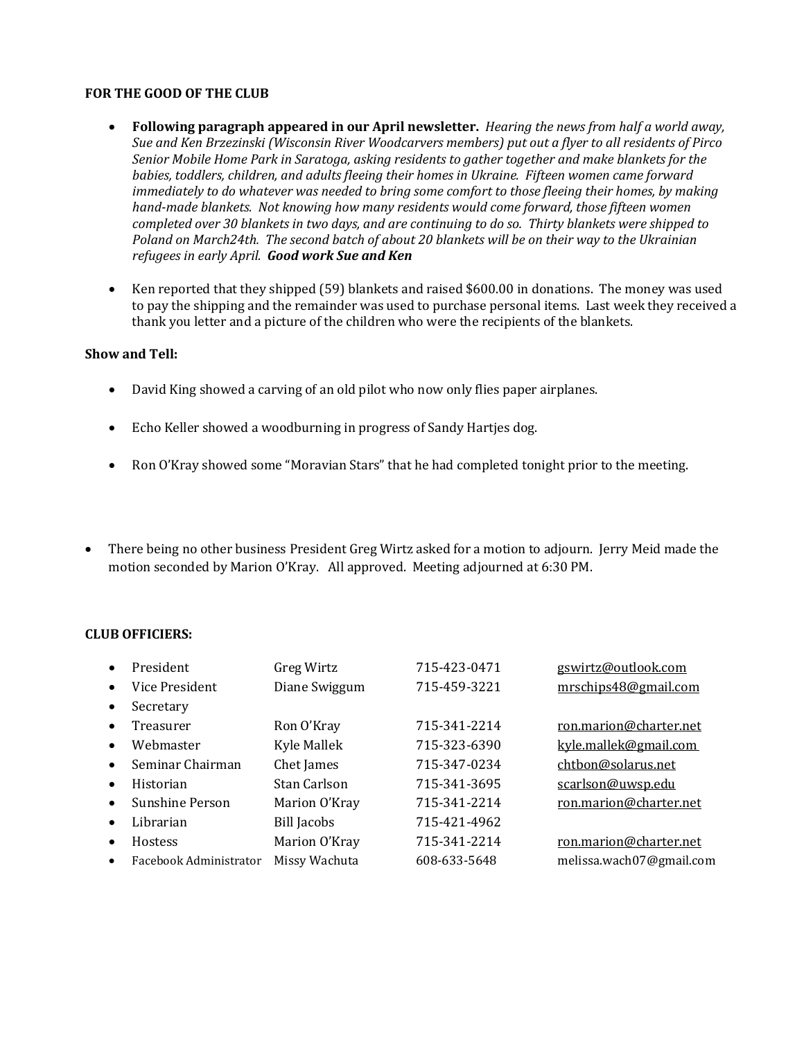**FOR THE GOOD OF THE CLUB**

- **Following paragraph appeared in our April newsletter.** *Hearing the news from half a world away, Sue and Ken Brzezinski (Wisconsin River Woodcarvers members) put out a flyer to all residents of Pirco Senior Mobile Home Park in Saratoga, asking residents to gather together and make blankets for the babies, toddlers, children, and adults fleeing their homes in Ukraine. Fifteen women came forward immediately to do whatever was needed to bring some comfort to those fleeing their homes, by making hand-made blankets. Not knowing how many residents would come forward, those fifteen women completed over 30 blankets in two days, and are continuing to do so. Thirty blankets were shipped to Poland on March24th. The second batch of about 20 blankets will be on their way to the Ukrainian refugees in early April.* ***Good work Sue and Ken***

- Ken reported that they shipped (59) blankets and raised $600.00 in donations. The money was used to pay the shipping and the remainder was used to purchase personal items. Last week they received a thank you letter and a picture of the children who were the recipients of the blankets.

**Show and Tell:**

- David King showed a carving of an old pilot who now only flies paper airplanes.
- Echo Keller showed a woodburning in progress of Sandy Hartjes dog.
- Ron O'Kray showed some "Moravian Stars" that he had completed tonight prior to the meeting.

- There being no other business President Greg Wirtz asked for a motion to adjourn. Jerry Meid made the motion seconded by Marion O'Kray. All approved. Meeting adjourned at 6:30 PM.

**CLUB OFFICIERS:**

| | | | |
|---|---|---|---|
| President | Greg Wirtz | 715-423-0471 | gswirtz@outlook.com |
| Vice President | Diane Swiggum | 715-459-3221 | mrschips48@gmail.com |
| Secretary | | | |
| Treasurer | Ron O'Kray | 715-341-2214 | ron.marion@charter.net |
| Webmaster | Kyle Mallek | 715-323-6390 | kyle.mallek@gmail.com |
| Seminar Chairman | Chet James | 715-347-0234 | chtbon@solarus.net |
| Historian | Stan Carlson | 715-341-3695 | scarlson@uwsp.edu |
| Sunshine Person | Marion O'Kray | 715-341-2214 | ron.marion@charter.net |
| Librarian | Bill Jacobs | 715-421-4962 | |
| Hostess | Marion O'Kray | 715-341-2214 | ron.marion@charter.net |
| Facebook Administrator | Missy Wachuta | 608-633-5648 | melissa.wach07@gmail.com |